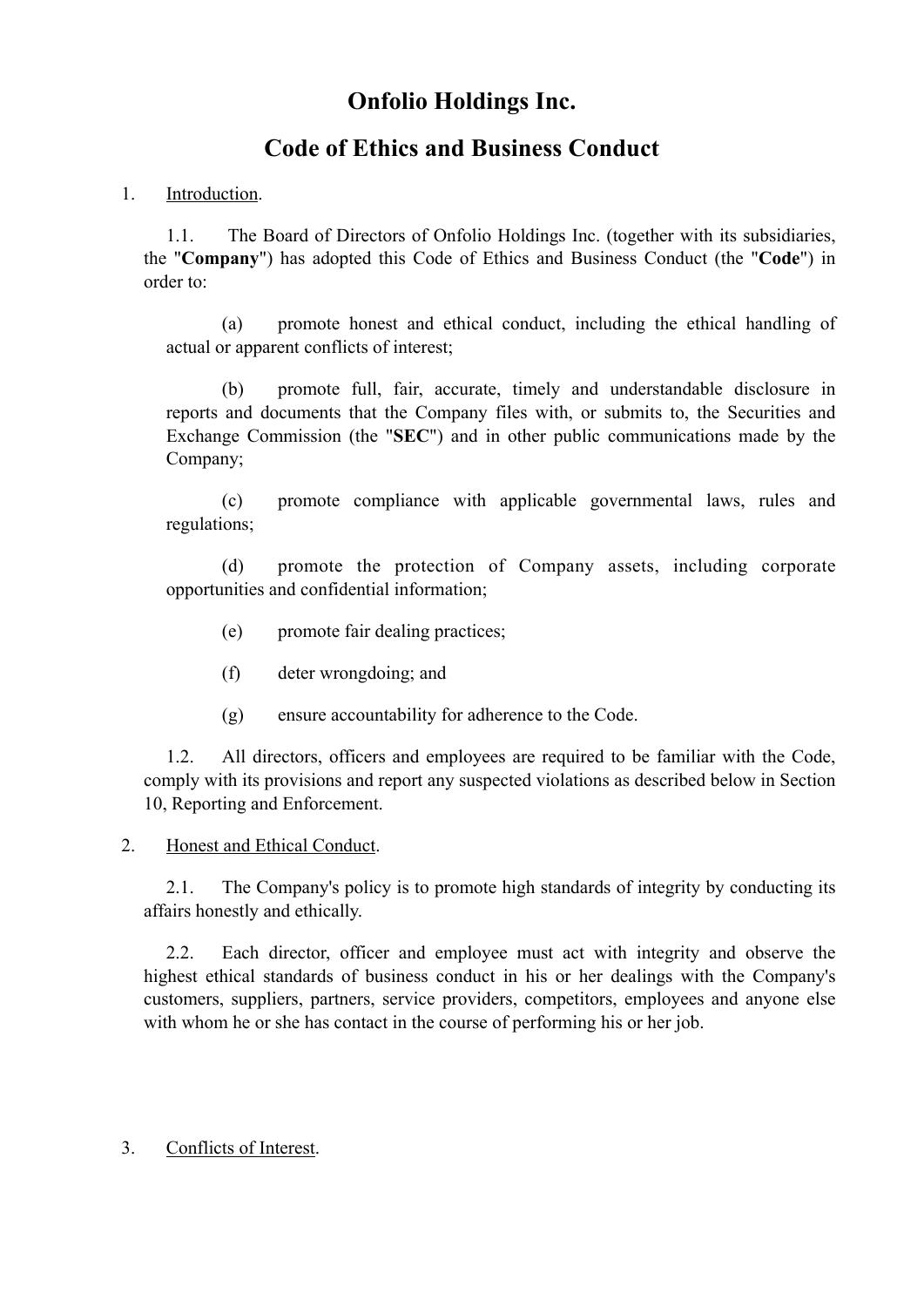# Onfolio Holdings Inc.

## Code of Ethics and Business Conduct

1. Introduction.

1.1. The Board of Directors of Onfolio Holdings Inc. (together with its subsidiaries, the "**Company**") has adopted this Code of Ethics and Business Conduct (the "**Code**") in order to:

(a) promote honest and ethical conduct, including the ethical handling of actual or apparent conflicts of interest;

(b) promote full, fair, accurate, timely and understandable disclosure in reports and documents that the Company files with, or submits to, the Securities and Exchange Commission (the "**SEC**") and in other public communications made by the Company;

(c) promote compliance with applicable governmental laws, rules and regulations;

(d) promote the protection of Company assets, including corporate opportunities and confidential information;

(e) promote fair dealing practices;

(f) deter wrongdoing; and

(g) ensure accountability for adherence to the Code.

1.2. All directors, officers and employees are required to be familiar with the Code, comply with its provisions and report any suspected violations as described below in Section 10, Reporting and Enforcement.

2. Honest and Ethical Conduct.

2.1. The Company's policy is to promote high standards of integrity by conducting its affairs honestly and ethically.

2.2. Each director, officer and employee must act with integrity and observe the highest ethical standards of business conduct in his or her dealings with the Company's customers, suppliers, partners, service providers, competitors, employees and anyone else with whom he or she has contact in the course of performing his or her job.

3. Conflicts of Interest.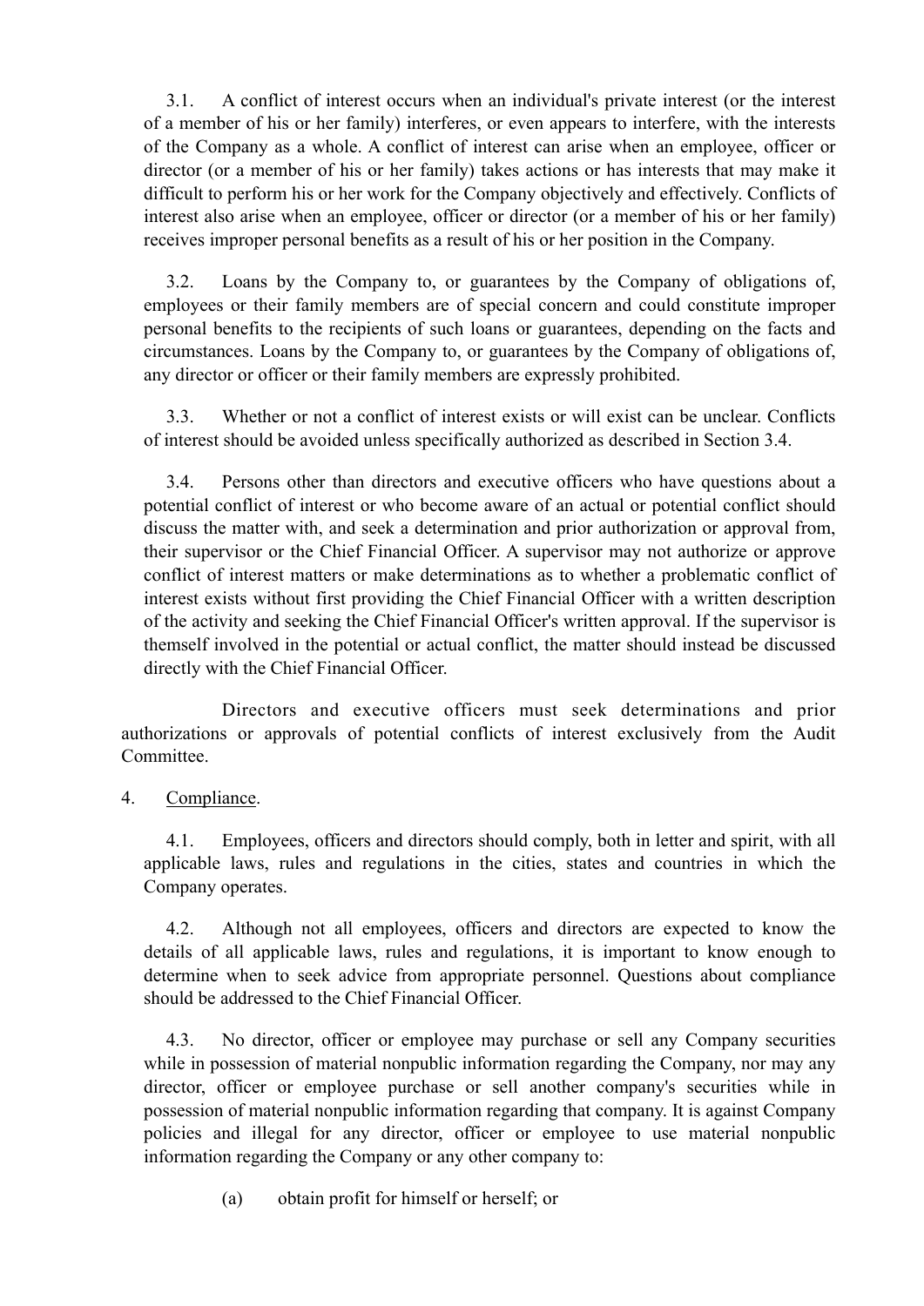3.1. A conflict of interest occurs when an individual's private interest (or the interest of a member of his or her family) interferes, or even appears to interfere, with the interests of the Company as a whole. A conflict of interest can arise when an employee, officer or director (or a member of his or her family) takes actions or has interests that may make it difficult to perform his or her work for the Company objectively and effectively. Conflicts of interest also arise when an employee, officer or director (or a member of his or her family) receives improper personal benefits as a result of his or her position in the Company.

3.2. Loans by the Company to, or guarantees by the Company of obligations of, employees or their family members are of special concern and could constitute improper personal benefits to the recipients of such loans or guarantees, depending on the facts and circumstances. Loans by the Company to, or guarantees by the Company of obligations of, any director or officer or their family members are expressly prohibited.

3.3. Whether or not a conflict of interest exists or will exist can be unclear. Conflicts of interest should be avoided unless specifically authorized as described in Section 3.4.

3.4. Persons other than directors and executive officers who have questions about a potential conflict of interest or who become aware of an actual or potential conflict should discuss the matter with, and seek a determination and prior authorization or approval from, their supervisor or the Chief Financial Officer. A supervisor may not authorize or approve conflict of interest matters or make determinations as to whether a problematic conflict of interest exists without first providing the Chief Financial Officer with a written description of the activity and seeking the Chief Financial Officer's written approval. If the supervisor is themself involved in the potential or actual conflict, the matter should instead be discussed directly with the Chief Financial Officer.

Directors and executive officers must seek determinations and prior authorizations or approvals of potential conflicts of interest exclusively from the Audit Committee.

4. Compliance.

4.1. Employees, officers and directors should comply, both in letter and spirit, with all applicable laws, rules and regulations in the cities, states and countries in which the Company operates.

4.2. Although not all employees, officers and directors are expected to know the details of all applicable laws, rules and regulations, it is important to know enough to determine when to seek advice from appropriate personnel. Questions about compliance should be addressed to the Chief Financial Officer.

4.3. No director, officer or employee may purchase or sell any Company securities while in possession of material nonpublic information regarding the Company, nor may any director, officer or employee purchase or sell another company's securities while in possession of material nonpublic information regarding that company. It is against Company policies and illegal for any director, officer or employee to use material nonpublic information regarding the Company or any other company to:

(a) obtain profit for himself or herself; or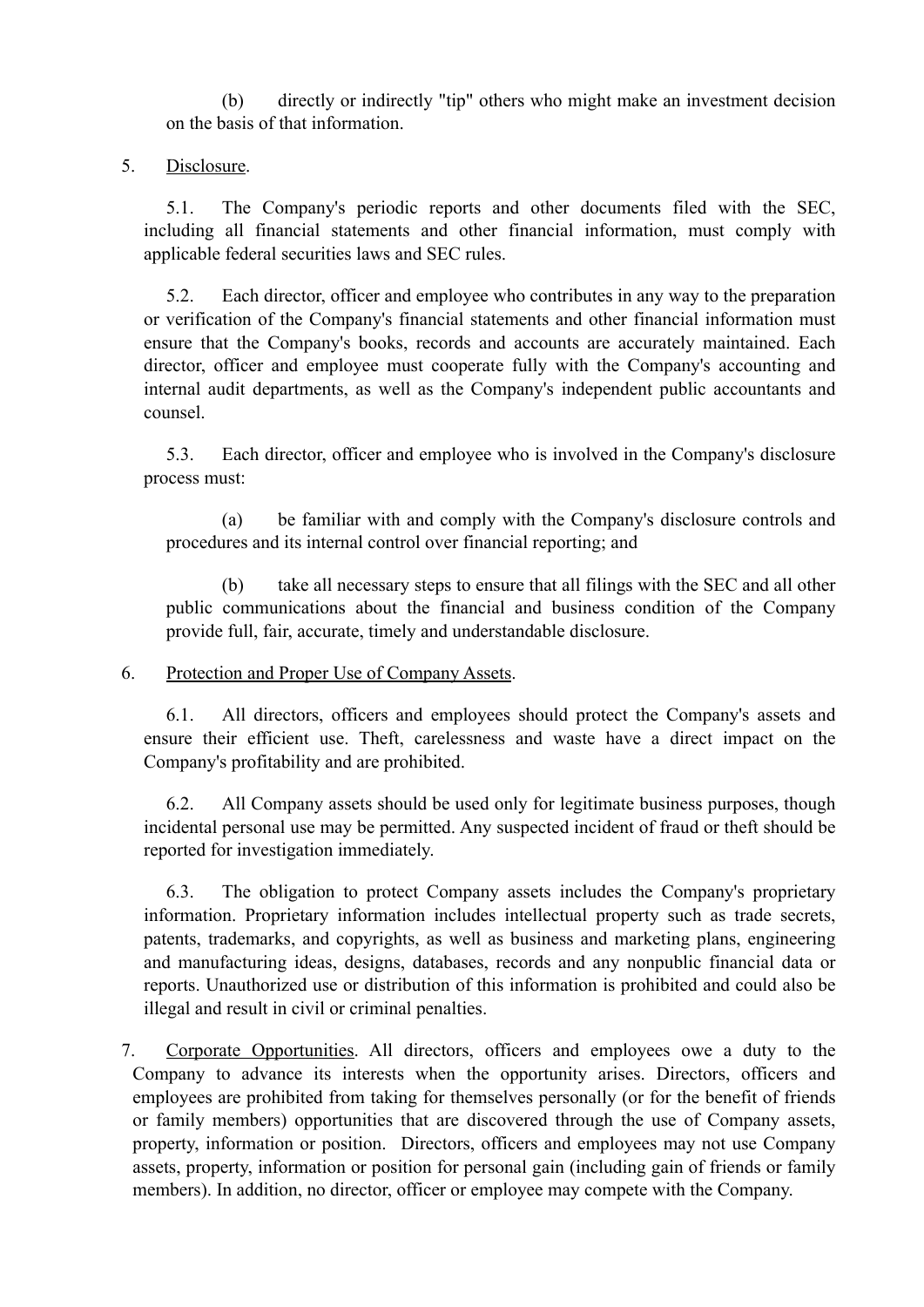(b) directly or indirectly "tip" others who might make an investment decision on the basis of that information.

5. Disclosure.

5.1. The Company's periodic reports and other documents filed with the SEC, including all financial statements and other financial information, must comply with applicable federal securities laws and SEC rules.

5.2. Each director, officer and employee who contributes in any way to the preparation or verification of the Company's financial statements and other financial information must ensure that the Company's books, records and accounts are accurately maintained. Each director, officer and employee must cooperate fully with the Company's accounting and internal audit departments, as well as the Company's independent public accountants and counsel.

5.3. Each director, officer and employee who is involved in the Company's disclosure process must:

(a) be familiar with and comply with the Company's disclosure controls and procedures and its internal control over financial reporting; and

(b) take all necessary steps to ensure that all filings with the SEC and all other public communications about the financial and business condition of the Company provide full, fair, accurate, timely and understandable disclosure.

6. Protection and Proper Use of Company Assets.

6.1. All directors, officers and employees should protect the Company's assets and ensure their efficient use. Theft, carelessness and waste have a direct impact on the Company's profitability and are prohibited.

6.2. All Company assets should be used only for legitimate business purposes, though incidental personal use may be permitted. Any suspected incident of fraud or theft should be reported for investigation immediately.

6.3. The obligation to protect Company assets includes the Company's proprietary information. Proprietary information includes intellectual property such as trade secrets, patents, trademarks, and copyrights, as well as business and marketing plans, engineering and manufacturing ideas, designs, databases, records and any nonpublic financial data or reports. Unauthorized use or distribution of this information is prohibited and could also be illegal and result in civil or criminal penalties.

7. Corporate Opportunities. All directors, officers and employees owe a duty to the Company to advance its interests when the opportunity arises. Directors, officers and employees are prohibited from taking for themselves personally (or for the benefit of friends or family members) opportunities that are discovered through the use of Company assets, property, information or position. Directors, officers and employees may not use Company assets, property, information or position for personal gain (including gain of friends or family members). In addition, no director, officer or employee may compete with the Company.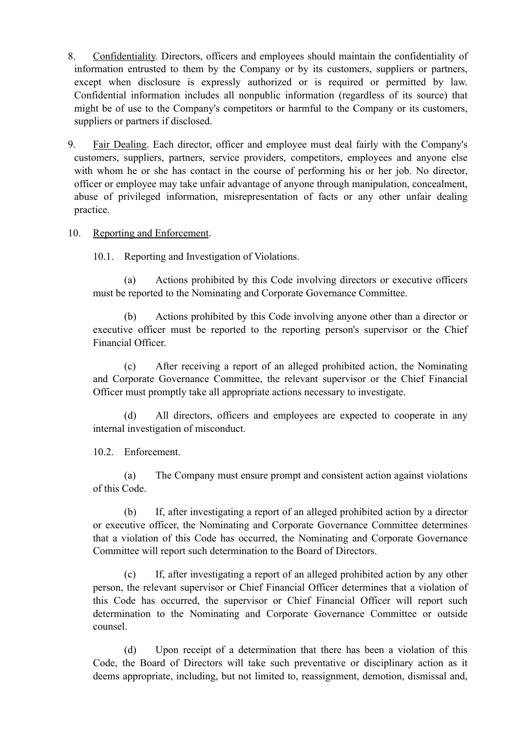8. <u>Confidentiality</u>. Directors, officers and employees should maintain the confidentiality of information entrusted to them by the Company or by its customers, suppliers or partners, except when disclosure is expressly authorized or is required or permitted by law. Confidential information includes all nonpublic information (regardless of its source) that might be of use to the Company's competitors or harmful to the Company or its customers, suppliers or partners if disclosed.

9. <u>Fair Dealing</u>. Each director, officer and employee must deal fairly with the Company's customers, suppliers, partners, service providers, competitors, employees and anyone else with whom he or she has contact in the course of performing his or her job. No director, officer or employee may take unfair advantage of anyone through manipulation, concealment, abuse of privileged information, misrepresentation of facts or any other unfair dealing practice.

10. <u>Reporting and Enforcement</u>.

10.1. Reporting and Investigation of Violations.

(a) Actions prohibited by this Code involving directors or executive officers must be reported to the Nominating and Corporate Governance Committee.

(b) Actions prohibited by this Code involving anyone other than a director or executive officer must be reported to the reporting person's supervisor or the Chief Financial Officer.

(c) After receiving a report of an alleged prohibited action, the Nominating and Corporate Governance Committee, the relevant supervisor or the Chief Financial Officer must promptly take all appropriate actions necessary to investigate.

(d) All directors, officers and employees are expected to cooperate in any internal investigation of misconduct.

10.2. Enforcement.

(a) The Company must ensure prompt and consistent action against violations of this Code.

(b) If, after investigating a report of an alleged prohibited action by a director or executive officer, the Nominating and Corporate Governance Committee determines that a violation of this Code has occurred, the Nominating and Corporate Governance Committee will report such determination to the Board of Directors.

(c) If, after investigating a report of an alleged prohibited action by any other person, the relevant supervisor or Chief Financial Officer determines that a violation of this Code has occurred, the supervisor or Chief Financial Officer will report such determination to the Nominating and Corporate Governance Committee or outside counsel.

(d) Upon receipt of a determination that there has been a violation of this Code, the Board of Directors will take such preventative or disciplinary action as it deems appropriate, including, but not limited to, reassignment, demotion, dismissal and,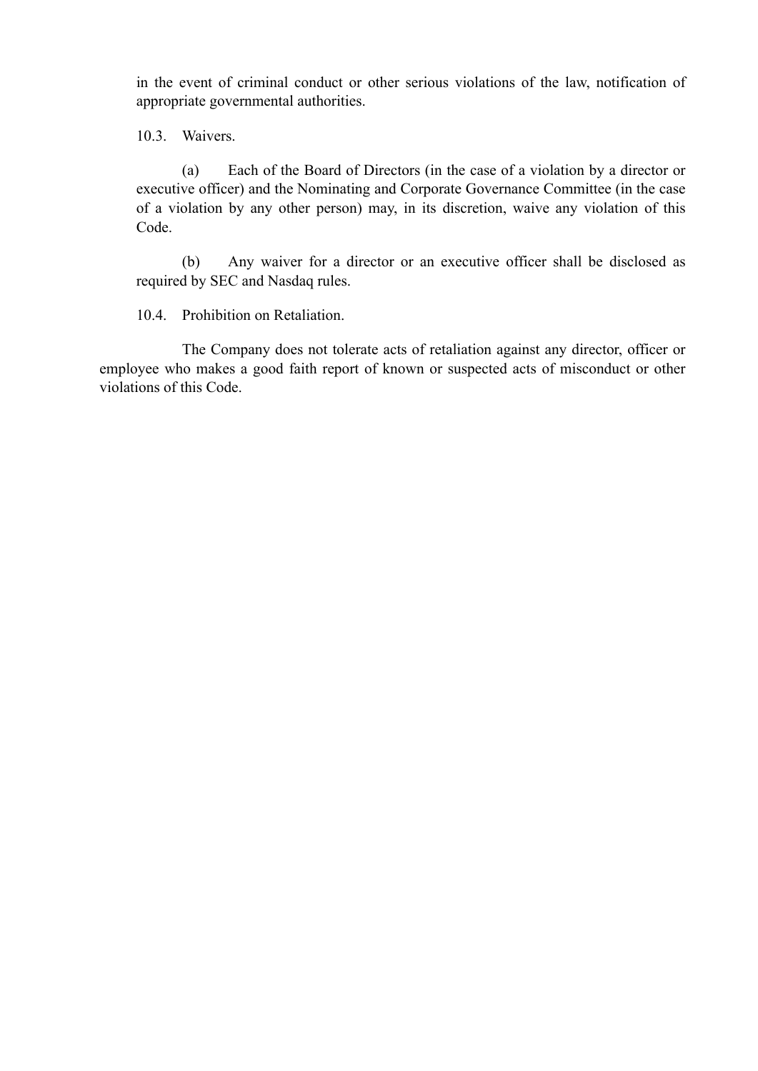in the event of criminal conduct or other serious violations of the law, notification of appropriate governmental authorities.

10.3. Waivers.

(a) Each of the Board of Directors (in the case of a violation by a director or executive officer) and the Nominating and Corporate Governance Committee (in the case of a violation by any other person) may, in its discretion, waive any violation of this Code.

(b) Any waiver for a director or an executive officer shall be disclosed as required by SEC and Nasdaq rules.

10.4. Prohibition on Retaliation.

The Company does not tolerate acts of retaliation against any director, officer or employee who makes a good faith report of known or suspected acts of misconduct or other violations of this Code.